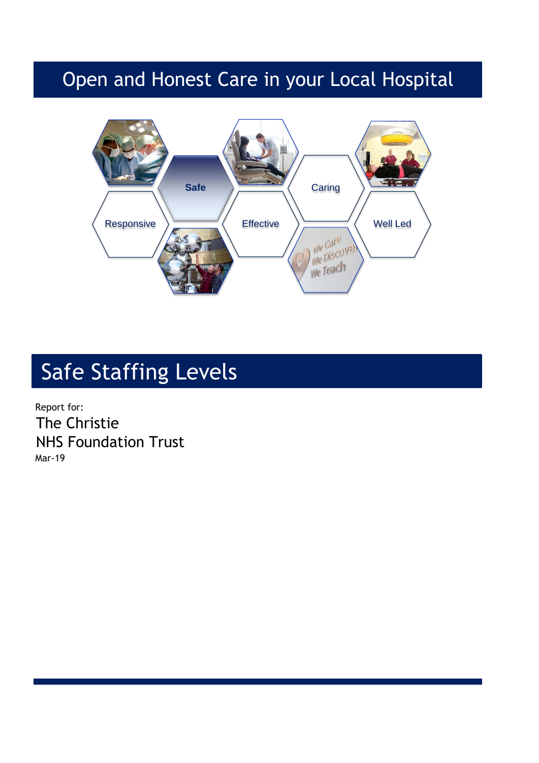# Open and Honest Care in your Local Hospital

Safe

Caring

Responsive

Effective

Well Led

## Safe Staffing Levels

Report for:

The Christie
NHS Foundation Trust

Mar-19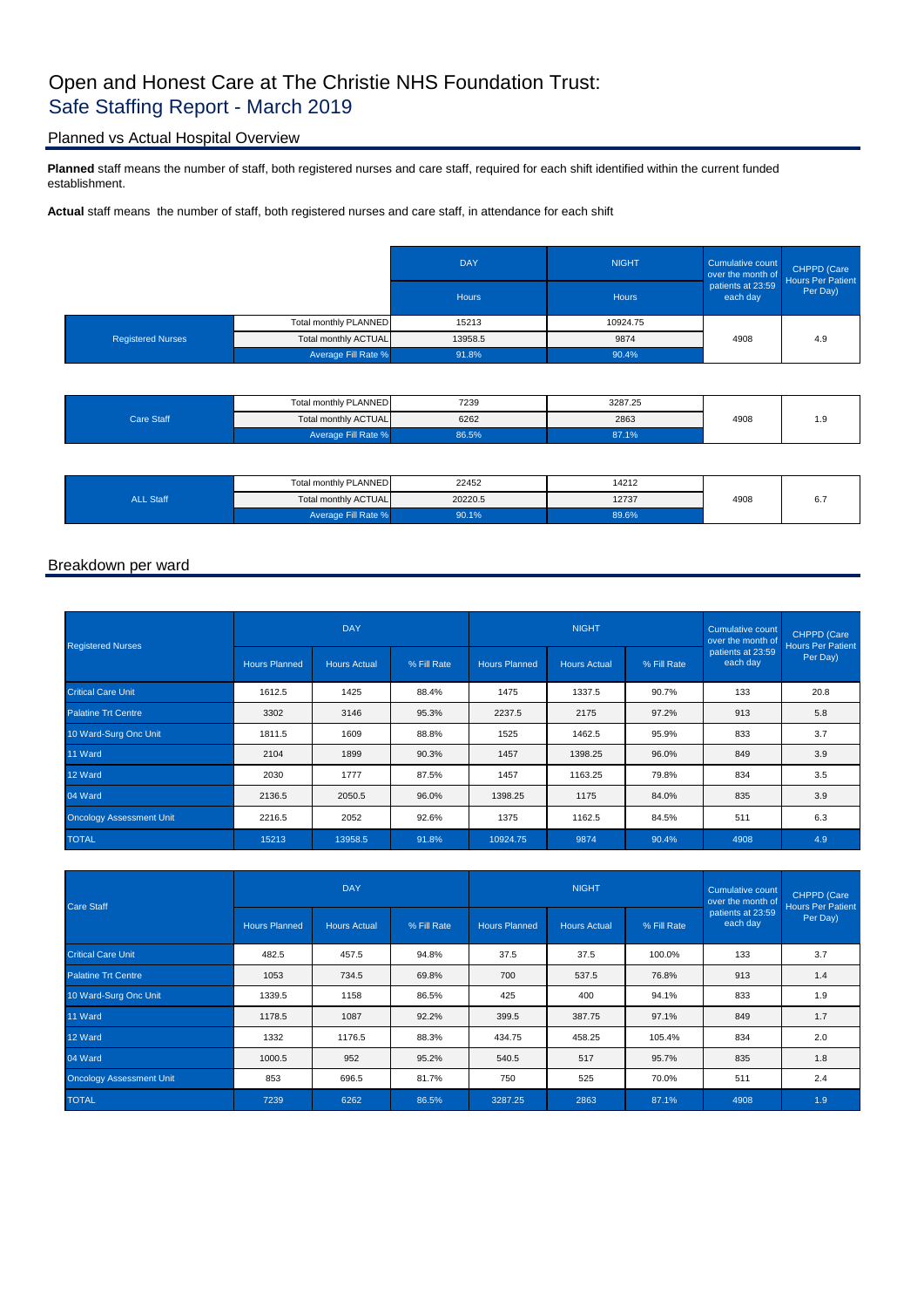# Open and Honest Care at The Christie NHS Foundation Trust:
## Safe Staffing Report - March 2019

### Planned vs Actual Hospital Overview

**Planned** staff means the number of staff, both registered nurses and care staff, required for each shift identified within the current funded establishment.

**Actual** staff means the number of staff, both registered nurses and care staff, in attendance for each shift

| | | DAY | NIGHT | Cumulative count over the month of patients at 23:59 each day | CHPPD (Care Hours Per Patient Per Day) |
|---|---|---|---|---|---|
| | | Hours | Hours | | |
| Registered Nurses | Total monthly PLANNED | 15213 | 10924.75 | 4908 | 4.9 |
| | Total monthly ACTUAL | 13958.5 | 9874 | | |
| | Average Fill Rate % | 91.8% | 90.4% | | |

| | | DAY | NIGHT | Cumulative count over the month of patients at 23:59 each day | CHPPD (Care Hours Per Patient Per Day) |
|---|---|---|---|---|---|
| Care Staff | Total monthly PLANNED | 7239 | 3287.25 | 4908 | 1.9 |
| | Total monthly ACTUAL | 6262 | 2863 | | |
| | Average Fill Rate % | 86.5% | 87.1% | | |

| | | DAY | NIGHT | Cumulative count over the month of patients at 23:59 each day | CHPPD (Care Hours Per Patient Per Day) |
|---|---|---|---|---|---|
| ALL Staff | Total monthly PLANNED | 22452 | 14212 | 4908 | 6.7 |
| | Total monthly ACTUAL | 20220.5 | 12737 | | |
| | Average Fill Rate % | 90.1% | 89.6% | | |

### Breakdown per ward

| Registered Nurses | DAY | | | NIGHT | | | Cumulative count over the month of patients at 23:59 each day | CHPPD (Care Hours Per Patient Per Day) |
|---|---|---|---|---|---|---|---|---|
| | Hours Planned | Hours Actual | % Fill Rate | Hours Planned | Hours Actual | % Fill Rate | | |
| Critical Care Unit | 1612.5 | 1425 | 88.4% | 1475 | 1337.5 | 90.7% | 133 | 20.8 |
| Palatine Trt Centre | 3302 | 3146 | 95.3% | 2237.5 | 2175 | 97.2% | 913 | 5.8 |
| 10 Ward-Surg Onc Unit | 1811.5 | 1609 | 88.8% | 1525 | 1462.5 | 95.9% | 833 | 3.7 |
| 11 Ward | 2104 | 1899 | 90.3% | 1457 | 1398.25 | 96.0% | 849 | 3.9 |
| 12 Ward | 2030 | 1777 | 87.5% | 1457 | 1163.25 | 79.8% | 834 | 3.5 |
| 04 Ward | 2136.5 | 2050.5 | 96.0% | 1398.25 | 1175 | 84.0% | 835 | 3.9 |
| Oncology Assessment Unit | 2216.5 | 2052 | 92.6% | 1375 | 1162.5 | 84.5% | 511 | 6.3 |
| TOTAL | 15213 | 13958.5 | 91.8% | 10924.75 | 9874 | 90.4% | 4908 | 4.9 |

| Care Staff | DAY | | | NIGHT | | | Cumulative count over the month of patients at 23:59 each day | CHPPD (Care Hours Per Patient Per Day) |
|---|---|---|---|---|---|---|---|---|
| | Hours Planned | Hours Actual | % Fill Rate | Hours Planned | Hours Actual | % Fill Rate | | |
| Critical Care Unit | 482.5 | 457.5 | 94.8% | 37.5 | 37.5 | 100.0% | 133 | 3.7 |
| Palatine Trt Centre | 1053 | 734.5 | 69.8% | 700 | 537.5 | 76.8% | 913 | 1.4 |
| 10 Ward-Surg Onc Unit | 1339.5 | 1158 | 86.5% | 425 | 400 | 94.1% | 833 | 1.9 |
| 11 Ward | 1178.5 | 1087 | 92.2% | 399.5 | 387.75 | 97.1% | 849 | 1.7 |
| 12 Ward | 1332 | 1176.5 | 88.3% | 434.75 | 458.25 | 105.4% | 834 | 2.0 |
| 04 Ward | 1000.5 | 952 | 95.2% | 540.5 | 517 | 95.7% | 835 | 1.8 |
| Oncology Assessment Unit | 853 | 696.5 | 81.7% | 750 | 525 | 70.0% | 511 | 2.4 |
| TOTAL | 7239 | 6262 | 86.5% | 3287.25 | 2863 | 87.1% | 4908 | 1.9 |